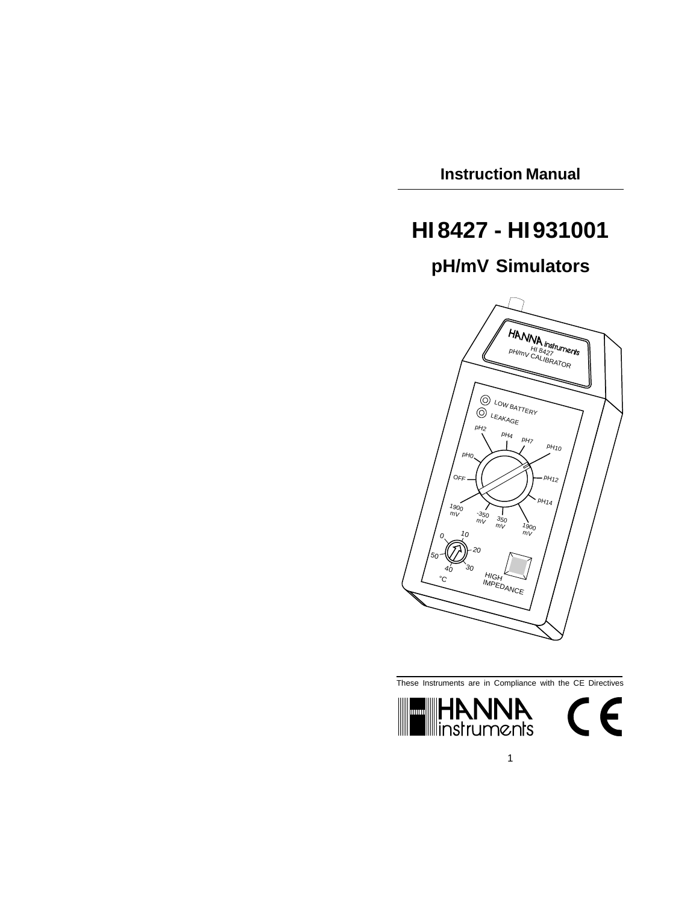**Instruction Manual**

# HI 8427 - HI 931001

## pH/mV Simulators

These Instruments are in Compliance with the CE Directives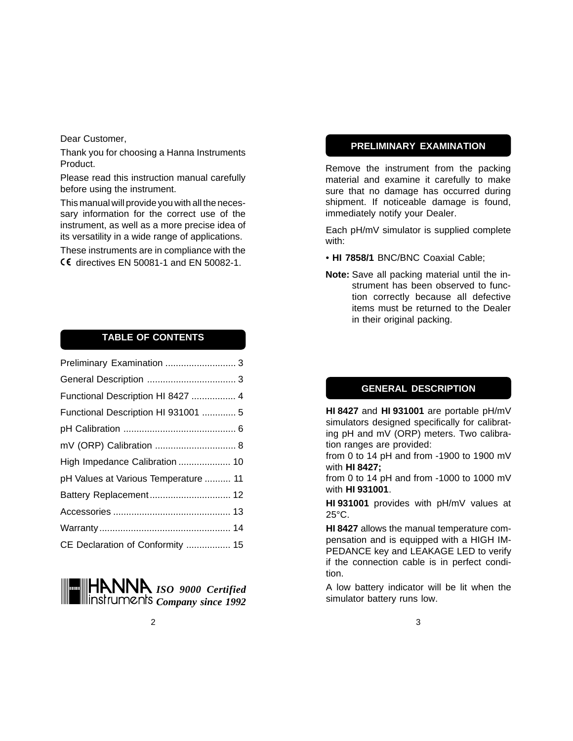Dear Customer,

Thank you for choosing a Hanna Instruments Product.

Please read this instruction manual carefully before using the instrument.

This manual will provide you with all the necessary information for the correct use of the instrument, as well as a more precise idea of its versatility in a wide range of applications.

These instruments are in compliance with the CE directives EN 50081-1 and EN 50082-1.

## TABLE OF CONTENTS

| | |
|---|---|
| Preliminary Examination | 3 |
| General Description | 3 |
| Functional Description HI 8427 | 4 |
| Functional Description HI 931001 | 5 |
| pH Calibration | 6 |
| mV (ORP) Calibration | 8 |
| High Impedance Calibration | 10 |
| pH Values at Various Temperature | 11 |
| Battery Replacement | 12 |
| Accessories | 13 |
| Warranty | 14 |
| CE Declaration of Conformity | 15 |

HANNA instruments *ISO 9000 Certified Company since 1992*

## PRELIMINARY EXAMINATION

Remove the instrument from the packing material and examine it carefully to make sure that no damage has occurred during shipment. If noticeable damage is found, immediately notify your Dealer.

Each pH/mV simulator is supplied complete with:

- **HI 7858/1** BNC/BNC Coaxial Cable;

**Note:** Save all packing material until the instrument has been observed to function correctly because all defective items must be returned to the Dealer in their original packing.

## GENERAL DESCRIPTION

**HI 8427** and **HI 931001** are portable pH/mV simulators designed specifically for calibrating pH and mV (ORP) meters. Two calibration ranges are provided:

from 0 to 14 pH and from -1900 to 1900 mV with **HI 8427;**

from 0 to 14 pH and from -1000 to 1000 mV with **HI 931001**.

**HI 931001** provides with pH/mV values at 25°C.

**HI 8427** allows the manual temperature compensation and is equipped with a HIGH IMPEDANCE key and LEAKAGE LED to verify if the connection cable is in perfect condition.

A low battery indicator will be lit when the simulator battery runs low.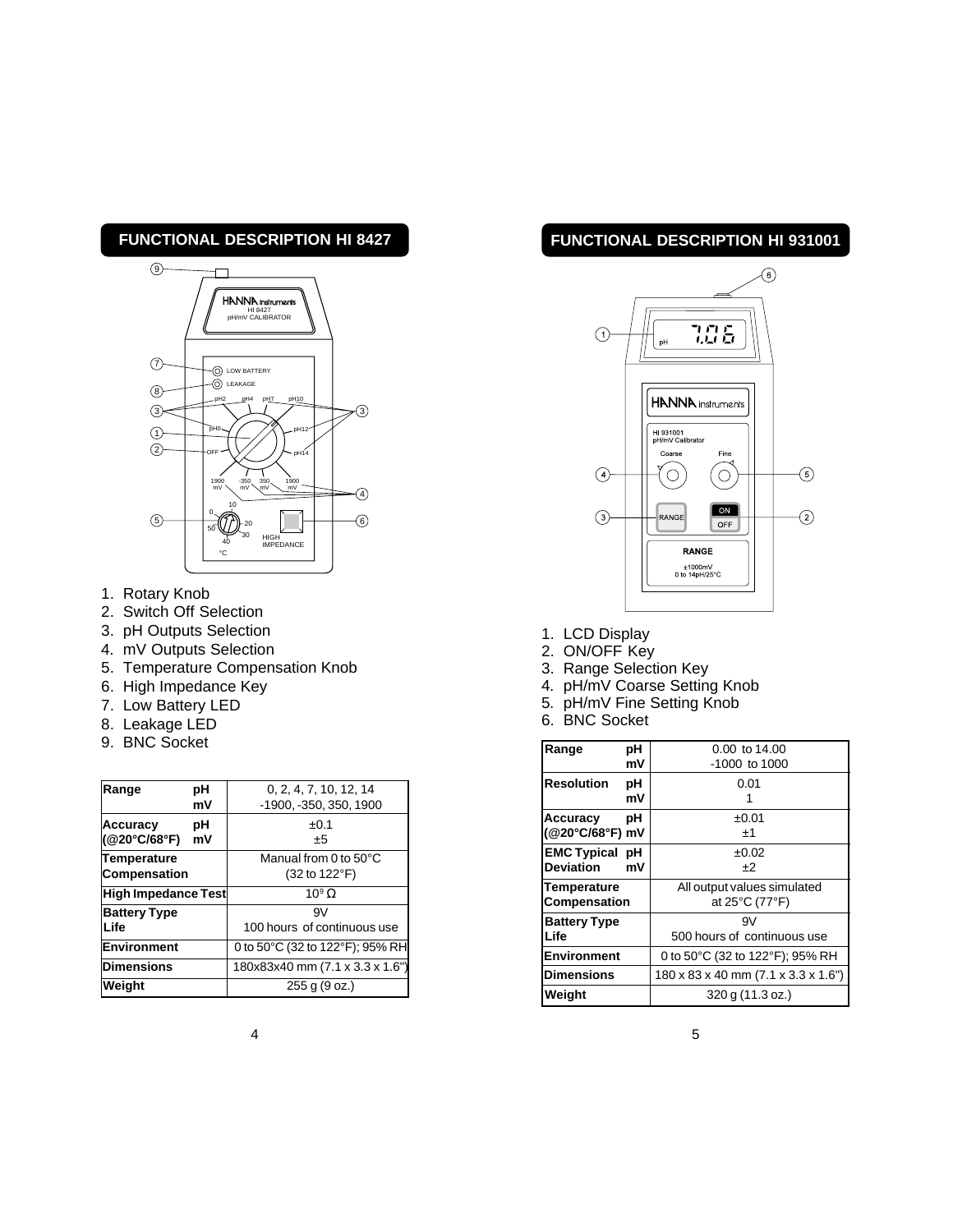## FUNCTIONAL DESCRIPTION HI 8427

1. Rotary Knob
2. Switch Off Selection
3. pH Outputs Selection
4. mV Outputs Selection
5. Temperature Compensation Knob
6. High Impedance Key
7. Low Battery LED
8. Leakage LED
9. BNC Socket

| | | |
|---|---|---|
| **Range** | **pH**<br>**mV** | 0, 2, 4, 7, 10, 12, 14<br>-1900, -350, 350, 1900 |
| **Accuracy (@20°C/68°F)** | **pH**<br>**mV** | ±0.1<br>±5 |
| **Temperature Compensation** | | Manual from 0 to 50°C (32 to 122°F) |
| **High Impedance Test** | | $10^9\ \Omega$ |
| **Battery Type**<br>**Life** | | 9V<br>100 hours of continuous use |
| **Environment** | | 0 to 50°C (32 to 122°F); 95% RH |
| **Dimensions** | | 180x83x40 mm (7.1 x 3.3 x 1.6") |
| **Weight** | | 255 g (9 oz.) |

## FUNCTIONAL DESCRIPTION HI 931001

1. LCD Display
2. ON/OFF Key
3. Range Selection Key
4. pH/mV Coarse Setting Knob
5. pH/mV Fine Setting Knob
6. BNC Socket

| | | |
|---|---|---|
| **Range** | **pH**<br>**mV** | 0.00 to 14.00<br>-1000 to 1000 |
| **Resolution** | **pH**<br>**mV** | 0.01<br>1 |
| **Accuracy (@20°C/68°F)** | **pH**<br>**mV** | ±0.01<br>±1 |
| **EMC Typical Deviation** | **pH**<br>**mV** | ±0.02<br>±2 |
| **Temperature Compensation** | | All output values simulated at 25°C (77°F) |
| **Battery Type**<br>**Life** | | 9V<br>500 hours of continuous use |
| **Environment** | | 0 to 50°C (32 to 122°F); 95% RH |
| **Dimensions** | | 180 x 83 x 40 mm (7.1 x 3.3 x 1.6") |
| **Weight** | | 320 g (11.3 oz.) |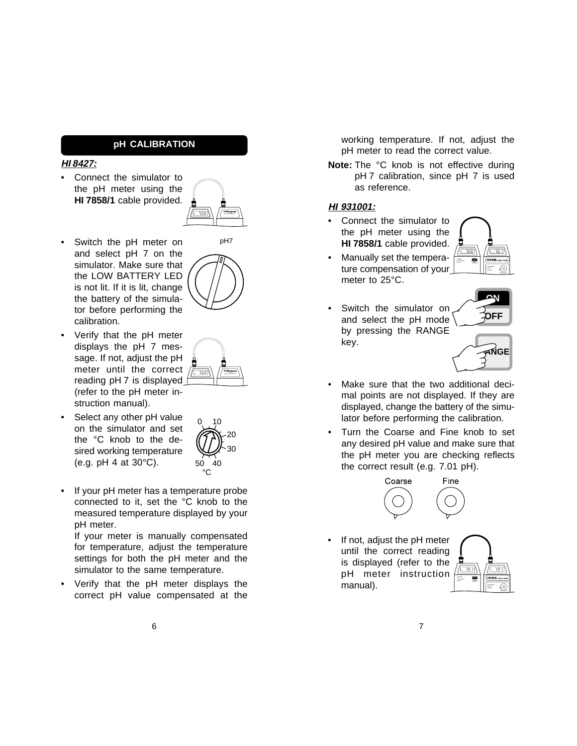## pH CALIBRATION

***HI 8427:***

- Connect the simulator to the pH meter using the **HI 7858/1** cable provided.
- Switch the pH meter on and select pH 7 on the simulator. Make sure that the LOW BATTERY LED is not lit. If it is lit, change the battery of the simulator before performing the calibration.
- Verify that the pH meter displays the pH 7 message. If not, adjust the pH meter until the correct reading pH 7 is displayed (refer to the pH meter instruction manual).
- Select any other pH value on the simulator and set the °C knob to the desired working temperature (e.g. pH 4 at 30°C).
- If your pH meter has a temperature probe connected to it, set the °C knob to the measured temperature displayed by your pH meter.

  If your meter is manually compensated for temperature, adjust the temperature settings for both the pH meter and the simulator to the same temperature.
- Verify that the pH meter displays the correct pH value compensated at the working temperature. If not, adjust the pH meter to read the correct value.

**Note:** The °C knob is not effective during pH 7 calibration, since pH 7 is used as reference.

***HI 931001:***

- Connect the simulator to the pH meter using the **HI 7858/1** cable provided.
- Manually set the temperature compensation of your meter to 25°C.
- Switch the simulator on and select the pH mode by pressing the RANGE key.
- Make sure that the two additional decimal points are not displayed. If they are displayed, change the battery of the simulator before performing the calibration.
- Turn the Coarse and Fine knob to set any desired pH value and make sure that the pH meter you are checking reflects the correct result (e.g. 7.01 pH).
- If not, adjust the pH meter until the correct reading is displayed (refer to the pH meter instruction manual).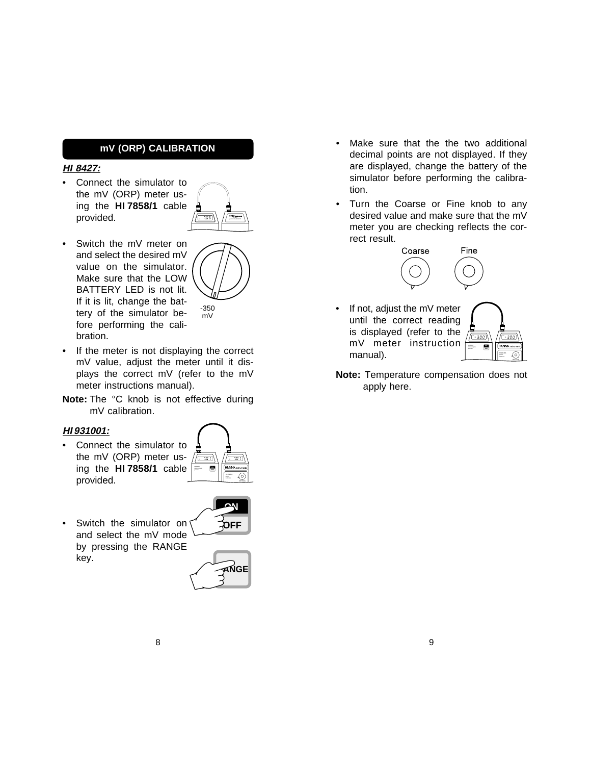## mV (ORP) CALIBRATION

***HI 8427:***

- Connect the simulator to the mV (ORP) meter using the **HI 7858/1** cable provided.
- Switch the mV meter on and select the desired mV value on the simulator. Make sure that the LOW BATTERY LED is not lit. If it is lit, change the battery of the simulator before performing the calibration.

-350 mV

- If the meter is not displaying the correct mV value, adjust the meter until it displays the correct mV (refer to the mV meter instructions manual).

**Note:** The °C knob is not effective during mV calibration.

***HI 931001:***

- Connect the simulator to the mV (ORP) meter using the **HI 7858/1** cable provided.
- Switch the simulator on and select the mV mode by pressing the RANGE key.
- Make sure that the the two additional decimal points are not displayed. If they are displayed, change the battery of the simulator before performing the calibration.
- Turn the Coarse or Fine knob to any desired value and make sure that the mV meter you are checking reflects the correct result.

Coarse Fine

- If not, adjust the mV meter until the correct reading is displayed (refer to the mV meter instruction manual).

**Note:** Temperature compensation does not apply here.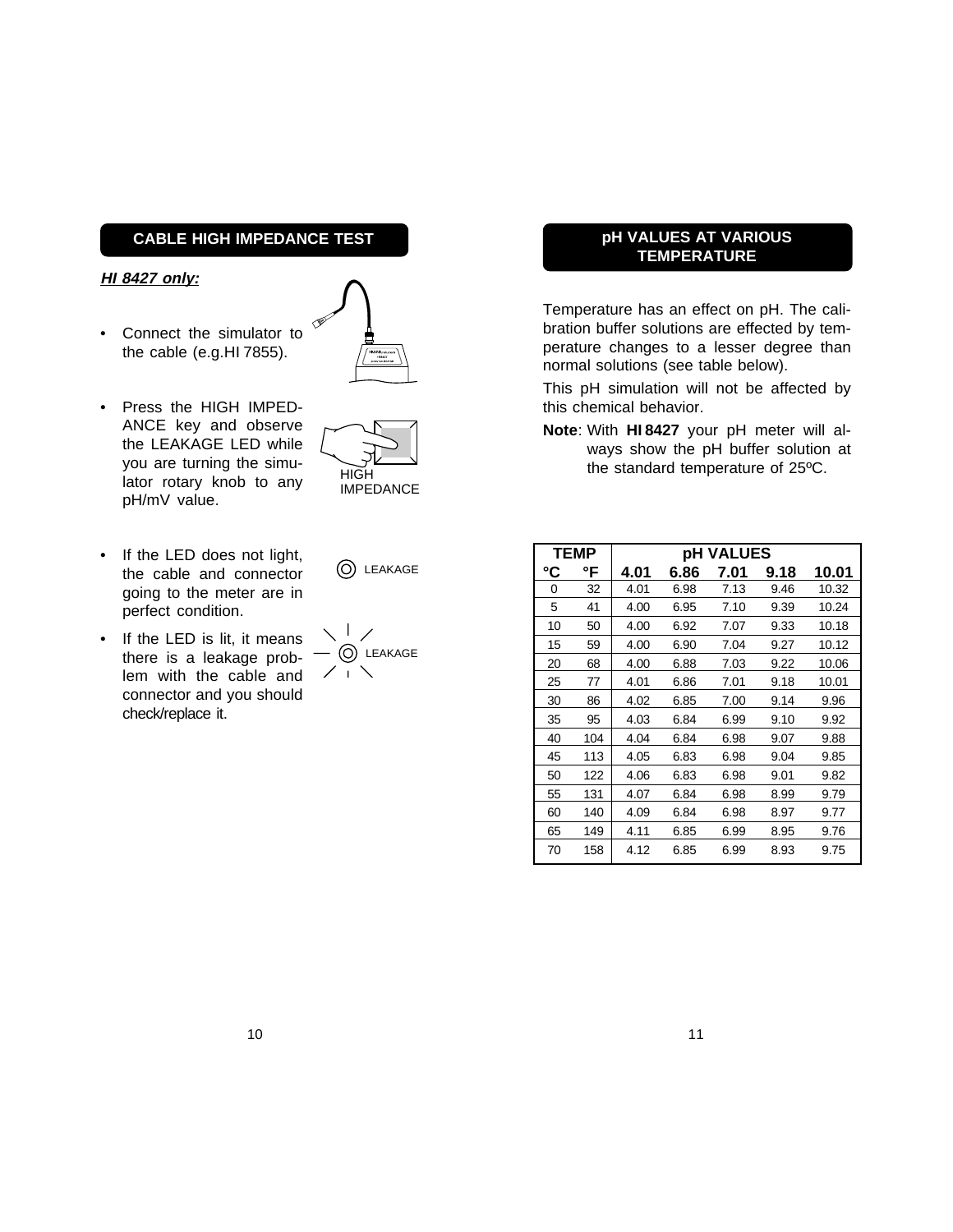## CABLE HIGH IMPEDANCE TEST

***HI 8427 only:***

- Connect the simulator to the cable (e.g.HI 7855).
- Press the HIGH IMPEDANCE key and observe the LEAKAGE LED while you are turning the simulator rotary knob to any pH/mV value.
- If the LED does not light, the cable and connector going to the meter are in perfect condition.
- If the LED is lit, it means there is a leakage problem with the cable and connector and you should check/replace it.

HIGH IMPEDANCE

LEAKAGE

LEAKAGE

## pH VALUES AT VARIOUS TEMPERATURE

Temperature has an effect on pH. The calibration buffer solutions are effected by temperature changes to a lesser degree than normal solutions (see table below).

This pH simulation will not be affected by this chemical behavior.

**Note**: With **HI 8427** your pH meter will always show the pH buffer solution at the standard temperature of 25ºC.

| TEMP | | pH VALUES | | | | |
|---|---|---|---|---|---|---|
| °C | °F | 4.01 | 6.86 | 7.01 | 9.18 | 10.01 |
| 0 | 32 | 4.01 | 6.98 | 7.13 | 9.46 | 10.32 |
| 5 | 41 | 4.00 | 6.95 | 7.10 | 9.39 | 10.24 |
| 10 | 50 | 4.00 | 6.92 | 7.07 | 9.33 | 10.18 |
| 15 | 59 | 4.00 | 6.90 | 7.04 | 9.27 | 10.12 |
| 20 | 68 | 4.00 | 6.88 | 7.03 | 9.22 | 10.06 |
| 25 | 77 | 4.01 | 6.86 | 7.01 | 9.18 | 10.01 |
| 30 | 86 | 4.02 | 6.85 | 7.00 | 9.14 | 9.96 |
| 35 | 95 | 4.03 | 6.84 | 6.99 | 9.10 | 9.92 |
| 40 | 104 | 4.04 | 6.84 | 6.98 | 9.07 | 9.88 |
| 45 | 113 | 4.05 | 6.83 | 6.98 | 9.04 | 9.85 |
| 50 | 122 | 4.06 | 6.83 | 6.98 | 9.01 | 9.82 |
| 55 | 131 | 4.07 | 6.84 | 6.98 | 8.99 | 9.79 |
| 60 | 140 | 4.09 | 6.84 | 6.98 | 8.97 | 9.77 |
| 65 | 149 | 4.11 | 6.85 | 6.99 | 8.95 | 9.76 |
| 70 | 158 | 4.12 | 6.85 | 6.99 | 8.93 | 9.75 |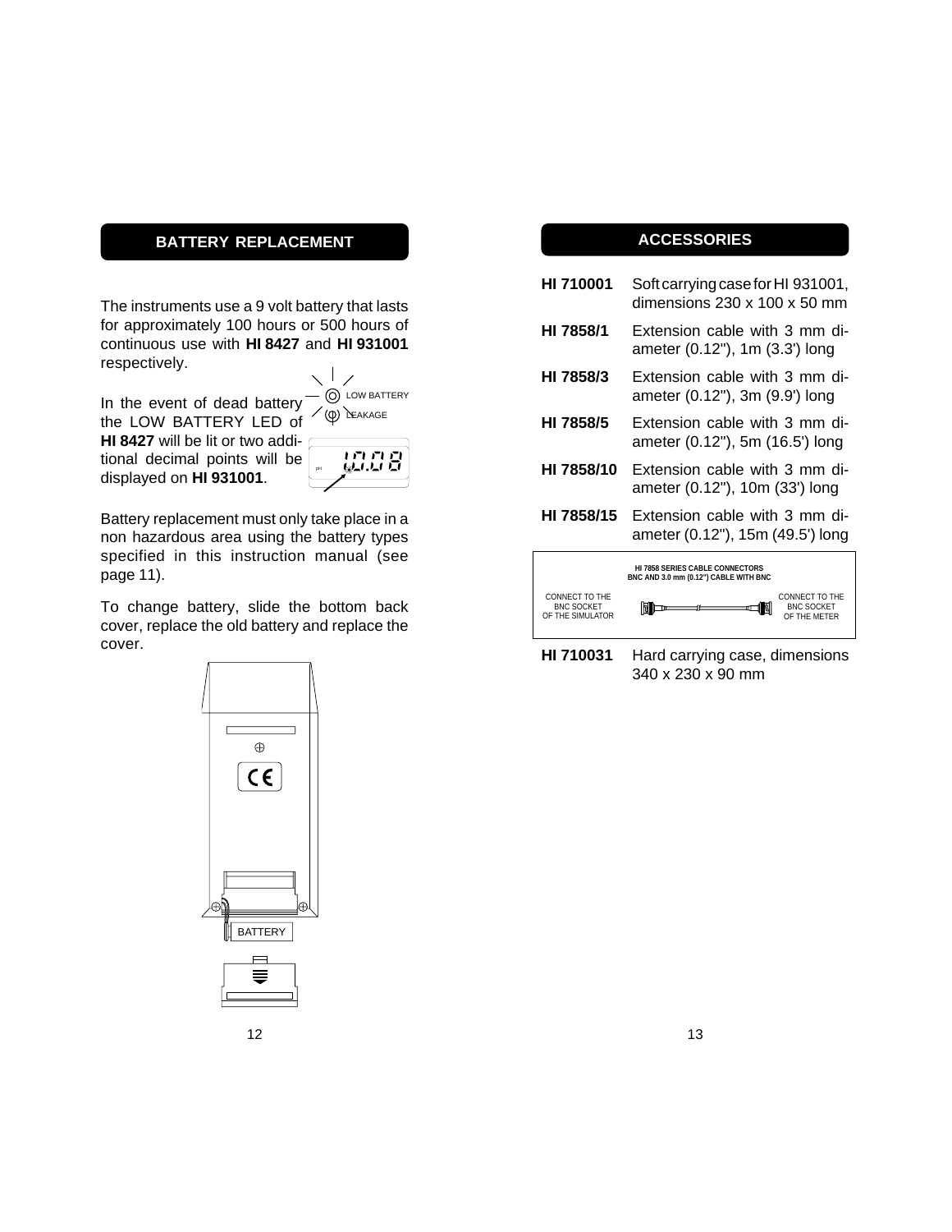## BATTERY REPLACEMENT

The instruments use a 9 volt battery that lasts for approximately 100 hours or 500 hours of continuous use with **HI 8427** and **HI 931001** respectively.

In the event of dead battery the LOW BATTERY LED of **HI 8427** will be lit or two additional decimal points will be displayed on **HI 931001**.

Battery replacement must only take place in a non hazardous area using the battery types specified in this instruction manual (see page 11).

To change battery, slide the bottom back cover, replace the old battery and replace the cover.

## ACCESSORIES

| | |
|---|---|
| **HI 710001** | Soft carrying case for HI 931001, dimensions 230 x 100 x 50 mm |
| **HI 7858/1** | Extension cable with 3 mm diameter (0.12"), 1m (3.3') long |
| **HI 7858/3** | Extension cable with 3 mm diameter (0.12"), 3m (9.9') long |
| **HI 7858/5** | Extension cable with 3 mm diameter (0.12"), 5m (16.5') long |
| **HI 7858/10** | Extension cable with 3 mm diameter (0.12"), 10m (33') long |
| **HI 7858/15** | Extension cable with 3 mm diameter (0.12"), 15m (49.5') long |

HI 7858 SERIES CABLE CONNECTORS
BNC AND 3.0 mm (0.12") CABLE WITH BNC

CONNECT TO THE BNC SOCKET OF THE SIMULATOR — CONNECT TO THE BNC SOCKET OF THE METER

| | |
|---|---|
| **HI 710031** | Hard carrying case, dimensions 340 x 230 x 90 mm |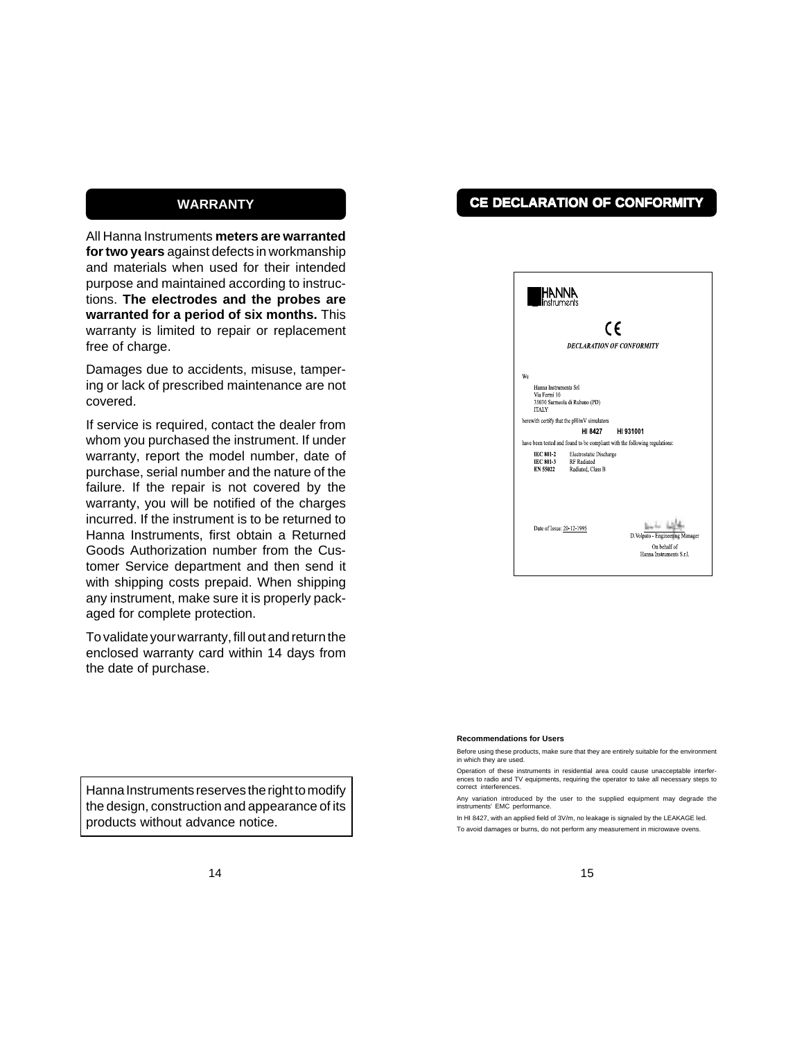## WARRANTY

All Hanna Instruments **meters are warranted for two years** against defects in workmanship and materials when used for their intended purpose and maintained according to instructions. **The electrodes and the probes are warranted for a period of six months.** This warranty is limited to repair or replacement free of charge.

Damages due to accidents, misuse, tampering or lack of prescribed maintenance are not covered.

If service is required, contact the dealer from whom you purchased the instrument. If under warranty, report the model number, date of purchase, serial number and the nature of the failure. If the repair is not covered by the warranty, you will be notified of the charges incurred. If the instrument is to be returned to Hanna Instruments, first obtain a Returned Goods Authorization number from the Customer Service department and then send it with shipping costs prepaid. When shipping any instrument, make sure it is properly packaged for complete protection.

To validate your warranty, fill out and return the enclosed warranty card within 14 days from the date of purchase.

Hanna Instruments reserves the right to modify the design, construction and appearance of its products without advance notice.

## CE DECLARATION OF CONFORMITY

HANNA instruments

CE

*DECLARATION OF CONFORMITY*

We

Hanna Instruments Srl
Via Fermi 10
35030 Sarmeola di Rubano (PD)
ITALY

herewith certify that the pH/mV simulators

**HI 8427 HI 931001**

have been tested and found to be compliant with the following regulations:

| | |
|---|---|
| **IEC 801-2** | Electrostatic Discharge |
| **IEC 801-3** | RF Radiated |
| **EN 55022** | Radiated, Class B |

Date of Issue: 20-12-1995

D.Volpato - Engineering Manager
On behalf of
Hanna Instruments S.r.l.

**Recommendations for Users**

Before using these products, make sure that they are entirely suitable for the environment in which they are used.

Operation of these instruments in residential area could cause unacceptable interferences to radio and TV equipments, requiring the operator to take all necessary steps to correct interferences.

Any variation introduced by the user to the supplied equipment may degrade the instruments' EMC performance.

In HI 8427, with an applied field of 3V/m, no leakage is signaled by the LEAKAGE led.

To avoid damages or burns, do not perform any measurement in microwave ovens.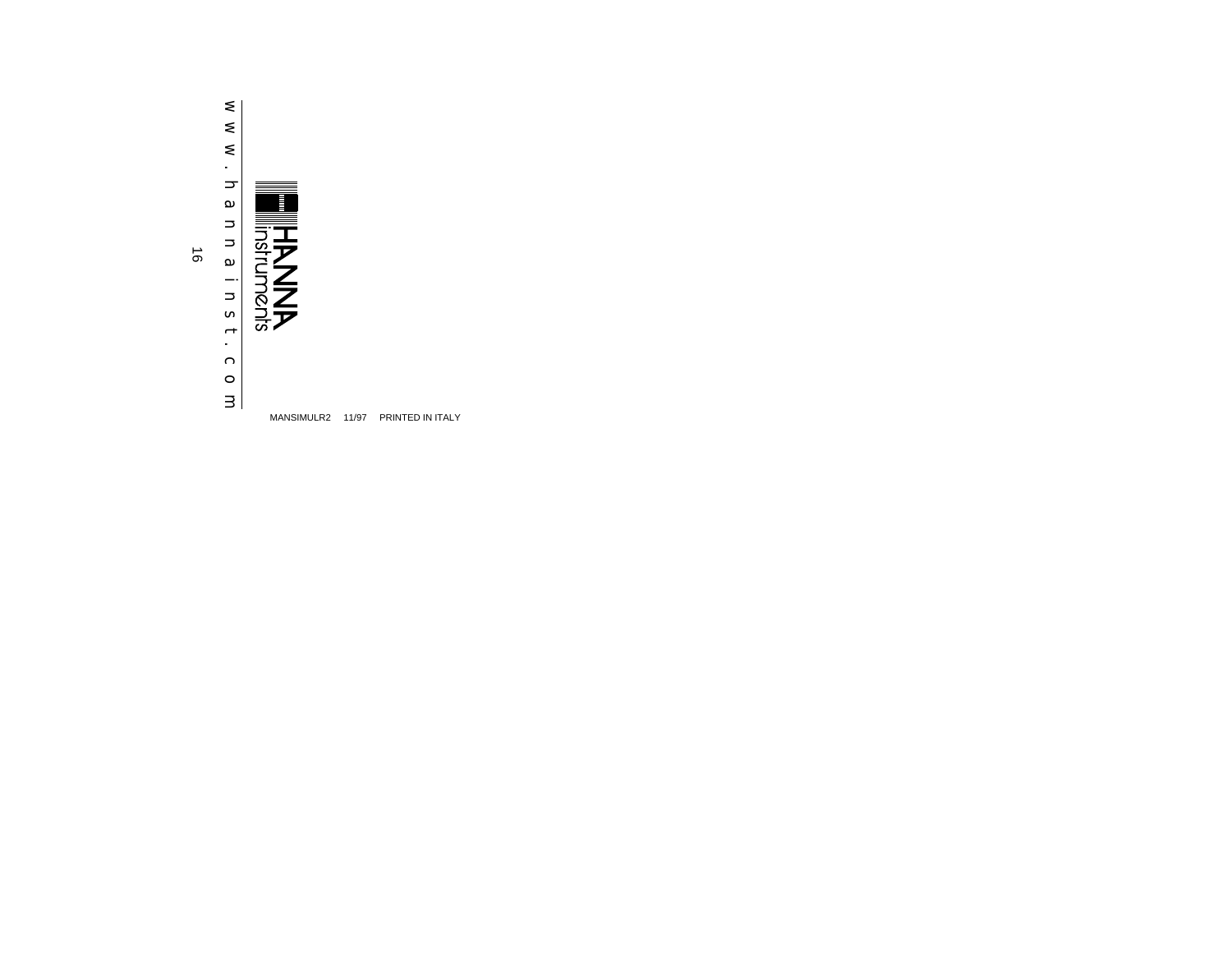www.hannainst.com

HANNA instruments

MANSIMULR2     11/97     PRINTED IN ITALY